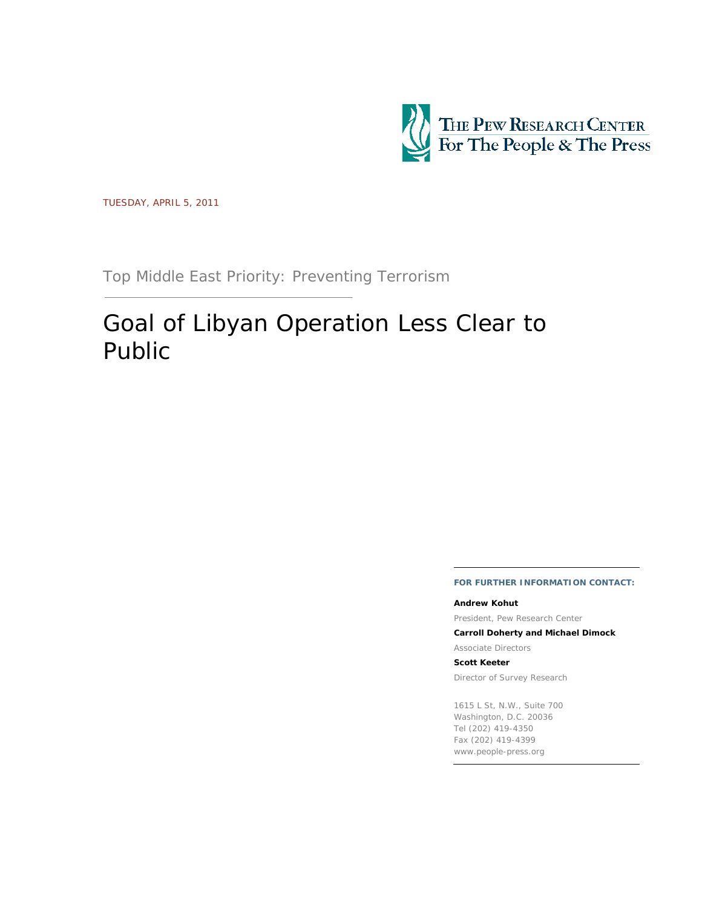THE PEW RESEARCH CENTER
For The People & The Press

TUESDAY, APRIL 5, 2011

## Top Middle East Priority: Preventing Terrorism

# Goal of Libyan Operation Less Clear to Public

**FOR FURTHER INFORMATION CONTACT:**

**Andrew Kohut**

President, Pew Research Center

**Carroll Doherty and Michael Dimock**

Associate Directors

**Scott Keeter**

Director of Survey Research

1615 L St, N.W., Suite 700
Washington, D.C. 20036
Tel (202) 419-4350
Fax (202) 419-4399
www.people-press.org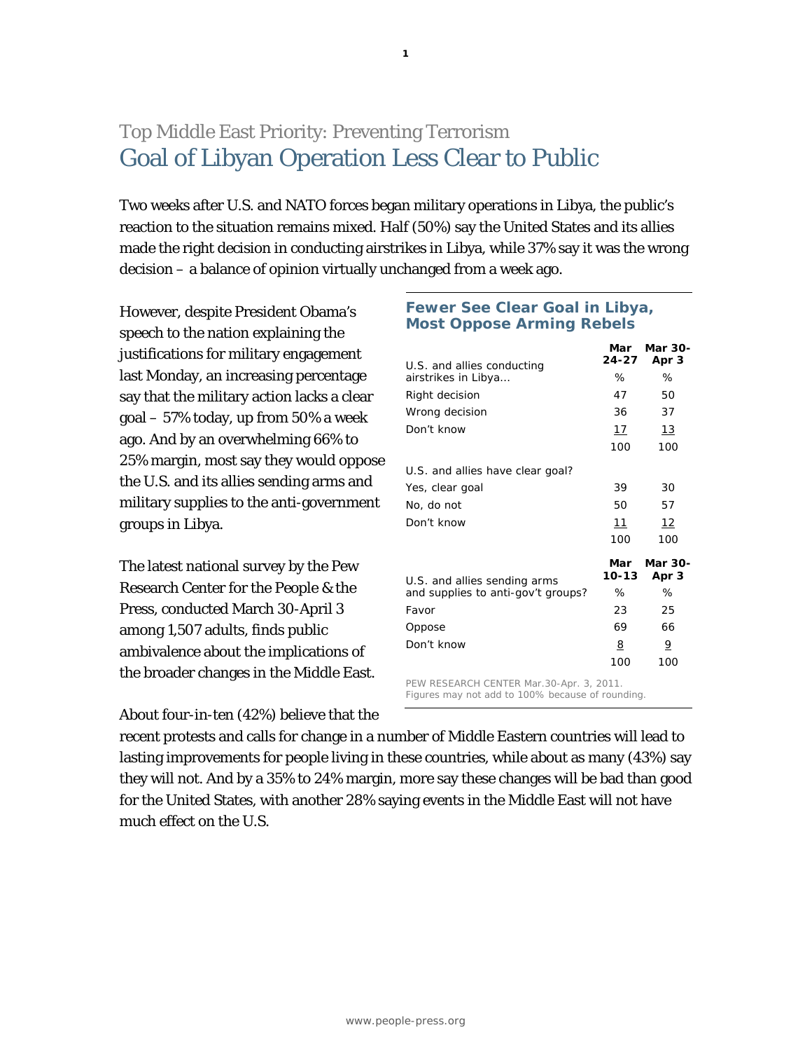# Top Middle East Priority: Preventing Terrorism
# Goal of Libyan Operation Less Clear to Public

Two weeks after U.S. and NATO forces began military operations in Libya, the public's reaction to the situation remains mixed. Half (50%) say the United States and its allies made the right decision in conducting airstrikes in Libya, while 37% say it was the wrong decision – a balance of opinion virtually unchanged from a week ago.

However, despite President Obama's speech to the nation explaining the justifications for military engagement last Monday, an increasing percentage say that the military action lacks a clear goal – 57% today, up from 50% a week ago. And by an overwhelming 66% to 25% margin, most say they would oppose the U.S. and its allies sending arms and military supplies to the anti-government groups in Libya.

**Fewer See Clear Goal in Libya, Most Oppose Arming Rebels**

| U.S. and allies conducting airstrikes in Libya… | Mar 24-27 | Mar 30-Apr 3 |
|---|---|---|
| | % | % |
| Right decision | 47 | 50 |
| Wrong decision | 36 | 37 |
| Don't know | 17 | 13 |
| | 100 | 100 |
| U.S. and allies have clear goal? | | |
| Yes, clear goal | 39 | 30 |
| No, do not | 50 | 57 |
| Don't know | 11 | 12 |
| | 100 | 100 |
| **U.S. and allies sending arms and supplies to anti-gov't groups?** | **Mar 10-13** | **Mar 30-Apr 3** |
| | % | % |
| Favor | 23 | 25 |
| Oppose | 69 | 66 |
| Don't know | 8 | 9 |
| | 100 | 100 |

PEW RESEARCH CENTER Mar.30-Apr. 3, 2011.
Figures may not add to 100% because of rounding.

The latest national survey by the Pew Research Center for the People & the Press, conducted March 30-April 3 among 1,507 adults, finds public ambivalence about the implications of the broader changes in the Middle East.

About four-in-ten (42%) believe that the recent protests and calls for change in a number of Middle Eastern countries will lead to lasting improvements for people living in these countries, while about as many (43%) say they will not. And by a 35% to 24% margin, more say these changes will be bad than good for the United States, with another 28% saying events in the Middle East will not have much effect on the U.S.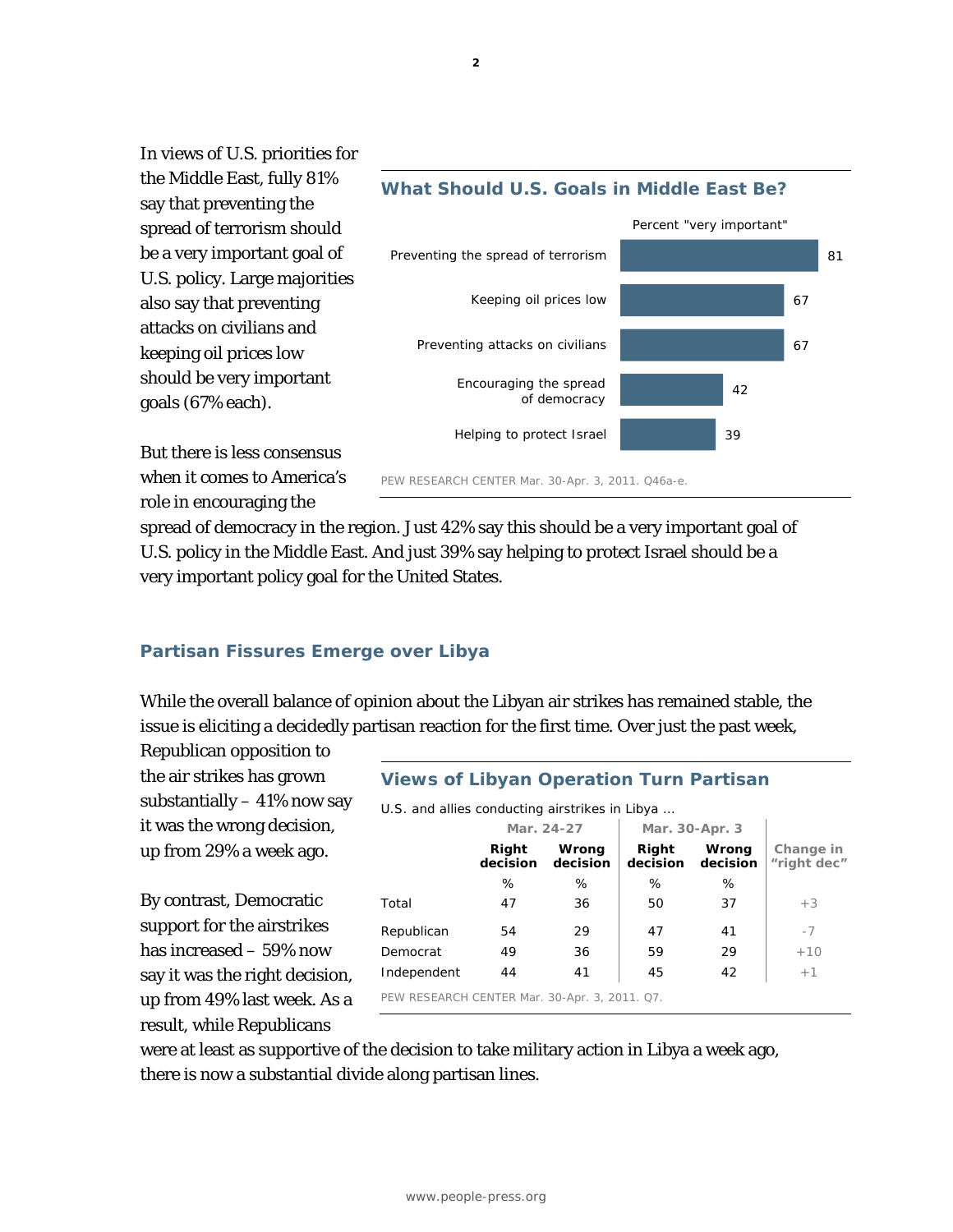In views of U.S. priorities for the Middle East, fully 81% say that preventing the spread of terrorism should be a very important goal of U.S. policy. Large majorities also say that preventing attacks on civilians and keeping oil prices low should be very important goals (67% each).

**What Should U.S. Goals in Middle East Be?**

| | Percent "very important" |
|---|---|
| Preventing the spread of terrorism | 81 |
| Keeping oil prices low | 67 |
| Preventing attacks on civilians | 67 |
| Encouraging the spread of democracy | 42 |
| Helping to protect Israel | 39 |

PEW RESEARCH CENTER Mar. 30-Apr. 3, 2011. Q46a-e.

But there is less consensus when it comes to America's role in encouraging the spread of democracy in the region. Just 42% say this should be a very important goal of U.S. policy in the Middle East. And just 39% say helping to protect Israel should be a very important policy goal for the United States.

## Partisan Fissures Emerge over Libya

While the overall balance of opinion about the Libyan air strikes has remained stable, the issue is eliciting a decidedly partisan reaction for the first time. Over just the past week, Republican opposition to the air strikes has grown substantially – 41% now say it was the wrong decision, up from 29% a week ago.

By contrast, Democratic support for the airstrikes has increased – 59% now say it was the right decision, up from 49% last week. As a result, while Republicans were at least as supportive of the decision to take military action in Libya a week ago, there is now a substantial divide along partisan lines.

**Views of Libyan Operation Turn Partisan**

U.S. and allies conducting airstrikes in Libya ...

| | Mar. 24-27 | | Mar. 30-Apr. 3 | | |
|---|---|---|---|---|---|
| | Right decision | Wrong decision | Right decision | Wrong decision | Change in "right dec" |
| | % | % | % | % | |
| Total | 47 | 36 | 50 | 37 | +3 |
| Republican | 54 | 29 | 47 | 41 | -7 |
| Democrat | 49 | 36 | 59 | 29 | +10 |
| Independent | 44 | 41 | 45 | 42 | +1 |

PEW RESEARCH CENTER Mar. 30-Apr. 3, 2011. Q7.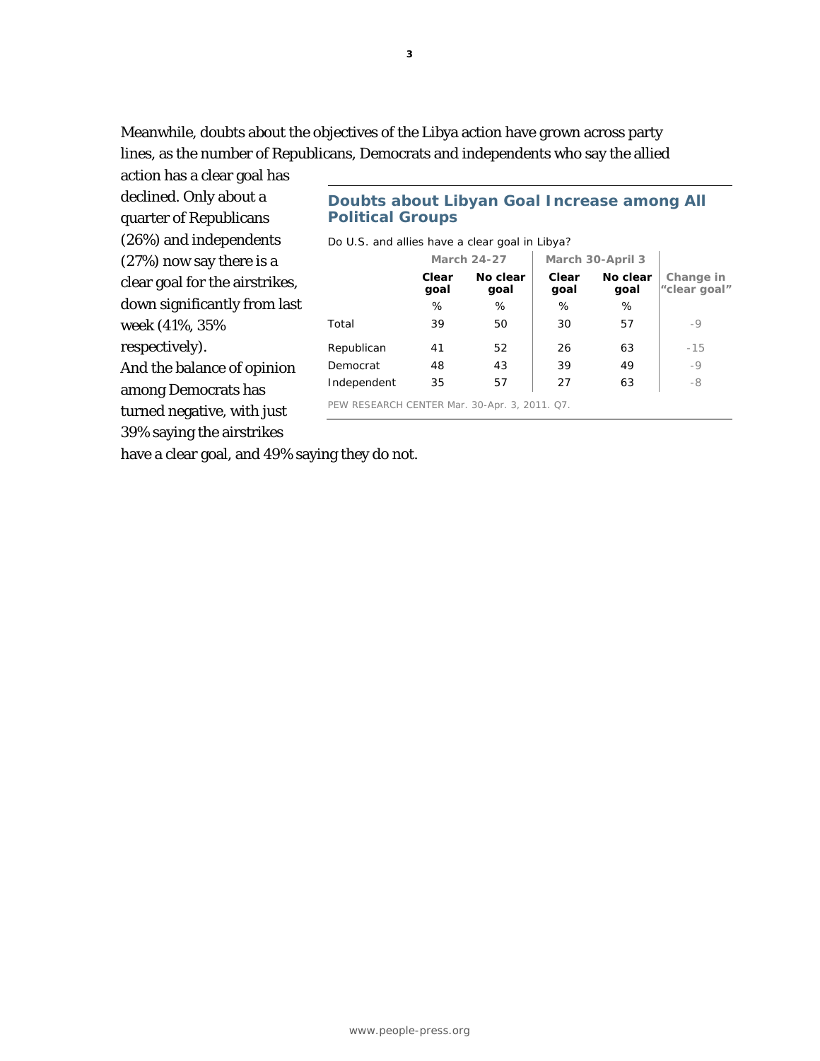Meanwhile, doubts about the objectives of the Libya action have grown across party lines, as the number of Republicans, Democrats and independents who say the allied action has a clear goal has declined. Only about a quarter of Republicans (26%) and independents (27%) now say there is a clear goal for the airstrikes, down significantly from last week (41%, 35% respectively). And the balance of opinion among Democrats has turned negative, with just 39% saying the airstrikes have a clear goal, and 49% saying they do not.

**Doubts about Libyan Goal Increase among All Political Groups**

*Do U.S. and allies have a clear goal in Libya?*

| | March 24-27 | | March 30-April 3 | | |
|---|---|---|---|---|---|
| | Clear goal | No clear goal | Clear goal | No clear goal | Change in "clear goal" |
| | % | % | % | % | |
| Total | 39 | 50 | 30 | 57 | -9 |
| Republican | 41 | 52 | 26 | 63 | -15 |
| Democrat | 48 | 43 | 39 | 49 | -9 |
| Independent | 35 | 57 | 27 | 63 | -8 |

PEW RESEARCH CENTER Mar. 30-Apr. 3, 2011. Q7.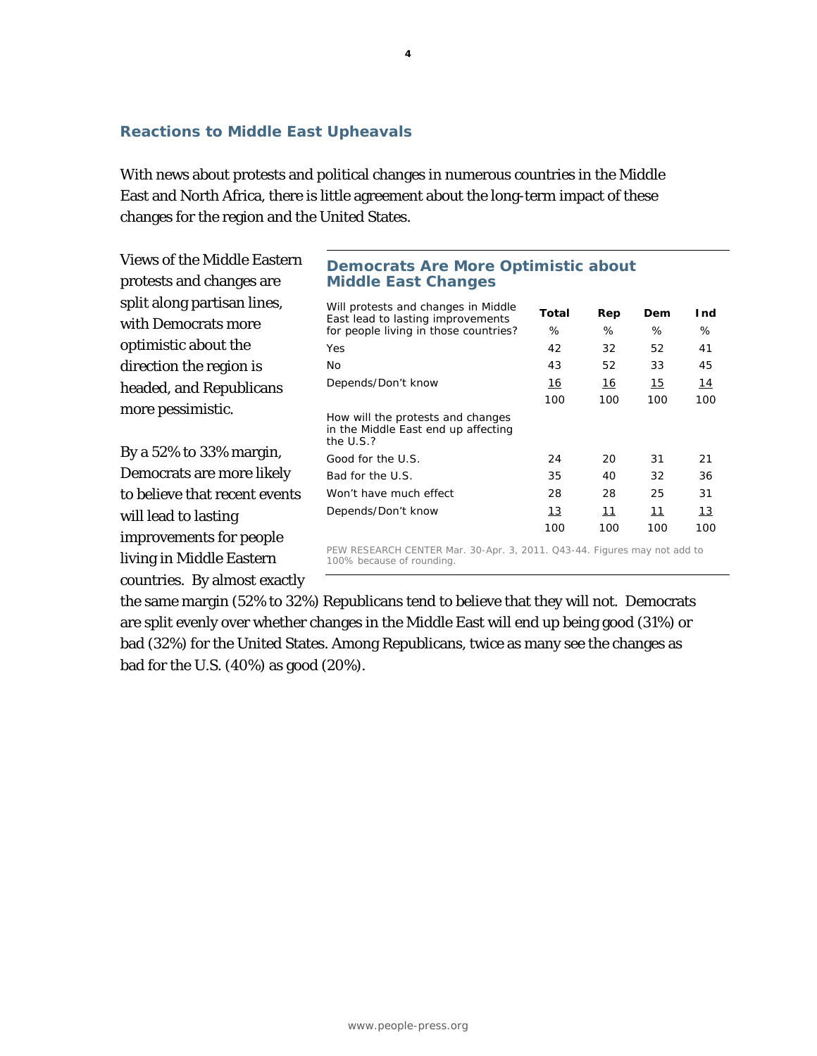## Reactions to Middle East Upheavals

With news about protests and political changes in numerous countries in the Middle East and North Africa, there is little agreement about the long-term impact of these changes for the region and the United States.

Views of the Middle Eastern protests and changes are split along partisan lines, with Democrats more optimistic about the direction the region is headed, and Republicans more pessimistic.

By a 52% to 33% margin, Democrats are more likely to believe that recent events will lead to lasting improvements for people living in Middle Eastern countries. By almost exactly the same margin (52% to 32%) Republicans tend to believe that they will not. Democrats are split evenly over whether changes in the Middle East will end up being good (31%) or bad (32%) for the United States. Among Republicans, twice as many see the changes as bad for the U.S. (40%) as good (20%).

### Democrats Are More Optimistic about Middle East Changes

| Will protests and changes in Middle East lead to lasting improvements for people living in those countries? | Total | Rep | Dem | Ind |
|---|---|---|---|---|
| | % | % | % | % |
| Yes | 42 | 32 | 52 | 41 |
| No | 43 | 52 | 33 | 45 |
| Depends/Don't know | 16 | 16 | 15 | 14 |
| | 100 | 100 | 100 | 100 |
| **How will the protests and changes in the Middle East end up affecting the U.S.?** | | | | |
| Good for the U.S. | 24 | 20 | 31 | 21 |
| Bad for the U.S. | 35 | 40 | 32 | 36 |
| Won't have much effect | 28 | 28 | 25 | 31 |
| Depends/Don't know | 13 | 11 | 11 | 13 |
| | 100 | 100 | 100 | 100 |

PEW RESEARCH CENTER Mar. 30-Apr. 3, 2011. Q43-44. Figures may not add to 100% because of rounding.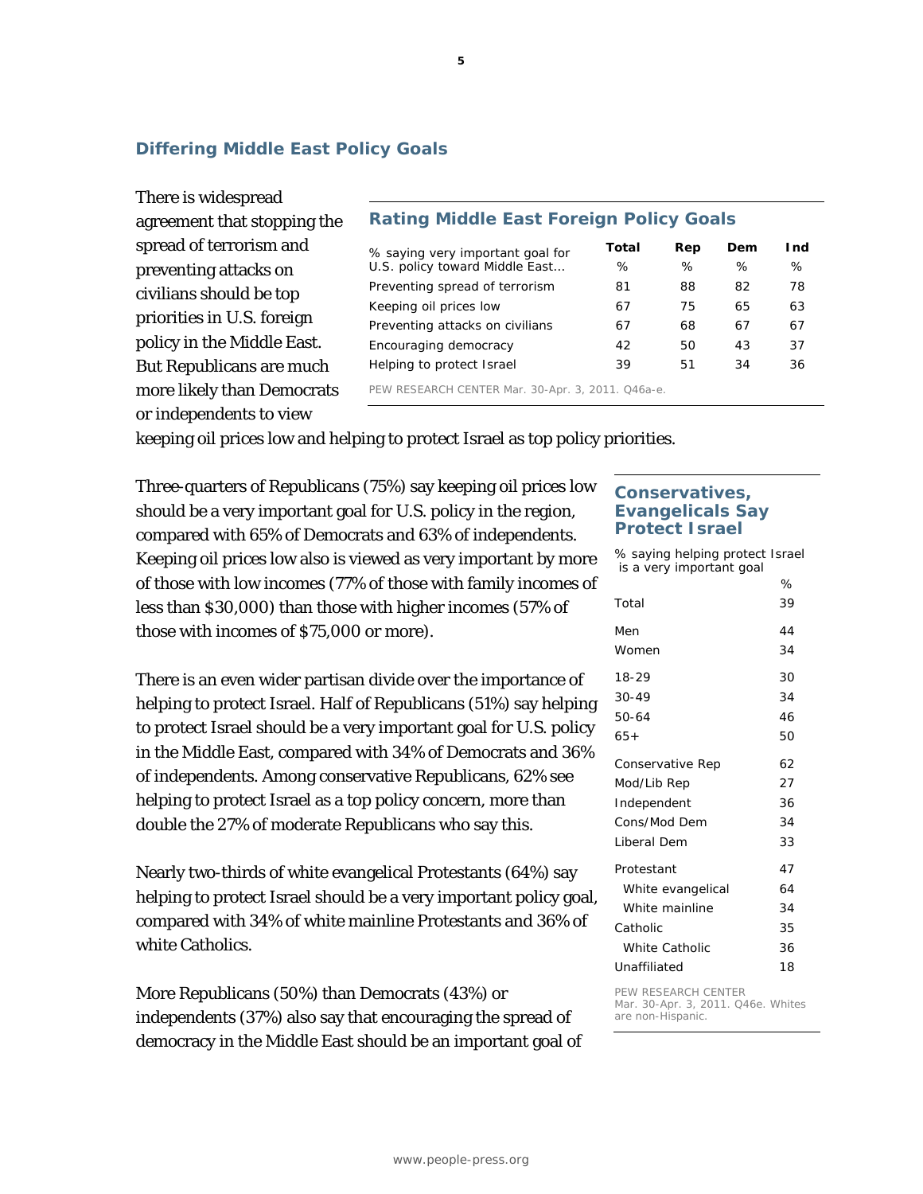## Differing Middle East Policy Goals

There is widespread agreement that stopping the spread of terrorism and preventing attacks on civilians should be top priorities in U.S. foreign policy in the Middle East. But Republicans are much more likely than Democrats or independents to view keeping oil prices low and helping to protect Israel as top policy priorities.

### Rating Middle East Foreign Policy Goals

| % saying very important goal for U.S. policy toward Middle East… | Total | Rep | Dem | Ind |
|---|---|---|---|---|
| | % | % | % | % |
| Preventing spread of terrorism | 81 | 88 | 82 | 78 |
| Keeping oil prices low | 67 | 75 | 65 | 63 |
| Preventing attacks on civilians | 67 | 68 | 67 | 67 |
| Encouraging democracy | 42 | 50 | 43 | 37 |
| Helping to protect Israel | 39 | 51 | 34 | 36 |

PEW RESEARCH CENTER Mar. 30-Apr. 3, 2011. Q46a-e.

Three-quarters of Republicans (75%) say keeping oil prices low should be a very important goal for U.S. policy in the region, compared with 65% of Democrats and 63% of independents. Keeping oil prices low also is viewed as very important by more of those with low incomes (77% of those with family incomes of less than $30,000) than those with higher incomes (57% of those with incomes of $75,000 or more).

There is an even wider partisan divide over the importance of helping to protect Israel. Half of Republicans (51%) say helping to protect Israel should be a very important goal for U.S. policy in the Middle East, compared with 34% of Democrats and 36% of independents. Among conservative Republicans, 62% see helping to protect Israel as a top policy concern, more than double the 27% of moderate Republicans who say this.

Nearly two-thirds of white evangelical Protestants (64%) say helping to protect Israel should be a very important policy goal, compared with 34% of white mainline Protestants and 36% of white Catholics.

### Conservatives, Evangelicals Say Protect Israel

| % saying helping protect Israel is a very important goal | % |
|---|---|
| Total | 39 |
| Men | 44 |
| Women | 34 |
| 18-29 | 30 |
| 30-49 | 34 |
| 50-64 | 46 |
| 65+ | 50 |
| Conservative Rep | 62 |
| Mod/Lib Rep | 27 |
| Independent | 36 |
| Cons/Mod Dem | 34 |
| Liberal Dem | 33 |
| Protestant | 47 |
| White evangelical | 64 |
| White mainline | 34 |
| Catholic | 35 |
| White Catholic | 36 |
| Unaffiliated | 18 |

PEW RESEARCH CENTER Mar. 30-Apr. 3, 2011. Q46e. Whites are non-Hispanic.

More Republicans (50%) than Democrats (43%) or independents (37%) also say that encouraging the spread of democracy in the Middle East should be an important goal of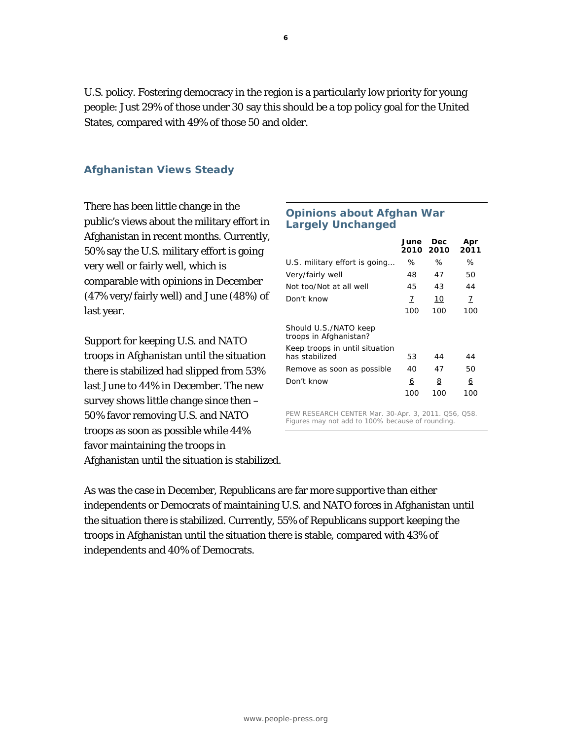U.S. policy. Fostering democracy in the region is a particularly low priority for young people: Just 29% of those under 30 say this should be a top policy goal for the United States, compared with 49% of those 50 and older.

## Afghanistan Views Steady

There has been little change in the public's views about the military effort in Afghanistan in recent months. Currently, 50% say the U.S. military effort is going very well or fairly well, which is comparable with opinions in December (47% very/fairly well) and June (48%) of last year.

Support for keeping U.S. and NATO troops in Afghanistan until the situation there is stabilized had slipped from 53% last June to 44% in December. The new survey shows little change since then – 50% favor removing U.S. and NATO troops as soon as possible while 44% favor maintaining the troops in Afghanistan until the situation is stabilized.

### Opinions about Afghan War Largely Unchanged

| | June 2010 | Dec 2010 | Apr 2011 |
|---|---|---|---|
| U.S. military effort is going... | % | % | % |
| Very/fairly well | 48 | 47 | 50 |
| Not too/Not at all well | 45 | 43 | 44 |
| Don't know | 7 | 10 | 7 |
| | 100 | 100 | 100 |
| Should U.S./NATO keep troops in Afghanistan? | | | |
| Keep troops in until situation has stabilized | 53 | 44 | 44 |
| Remove as soon as possible | 40 | 47 | 50 |
| Don't know | 6 | 8 | 6 |
| | 100 | 100 | 100 |

PEW RESEARCH CENTER Mar. 30-Apr. 3, 2011. Q56, Q58. Figures may not add to 100% because of rounding.

As was the case in December, Republicans are far more supportive than either independents or Democrats of maintaining U.S. and NATO forces in Afghanistan until the situation there is stabilized. Currently, 55% of Republicans support keeping the troops in Afghanistan until the situation there is stable, compared with 43% of independents and 40% of Democrats.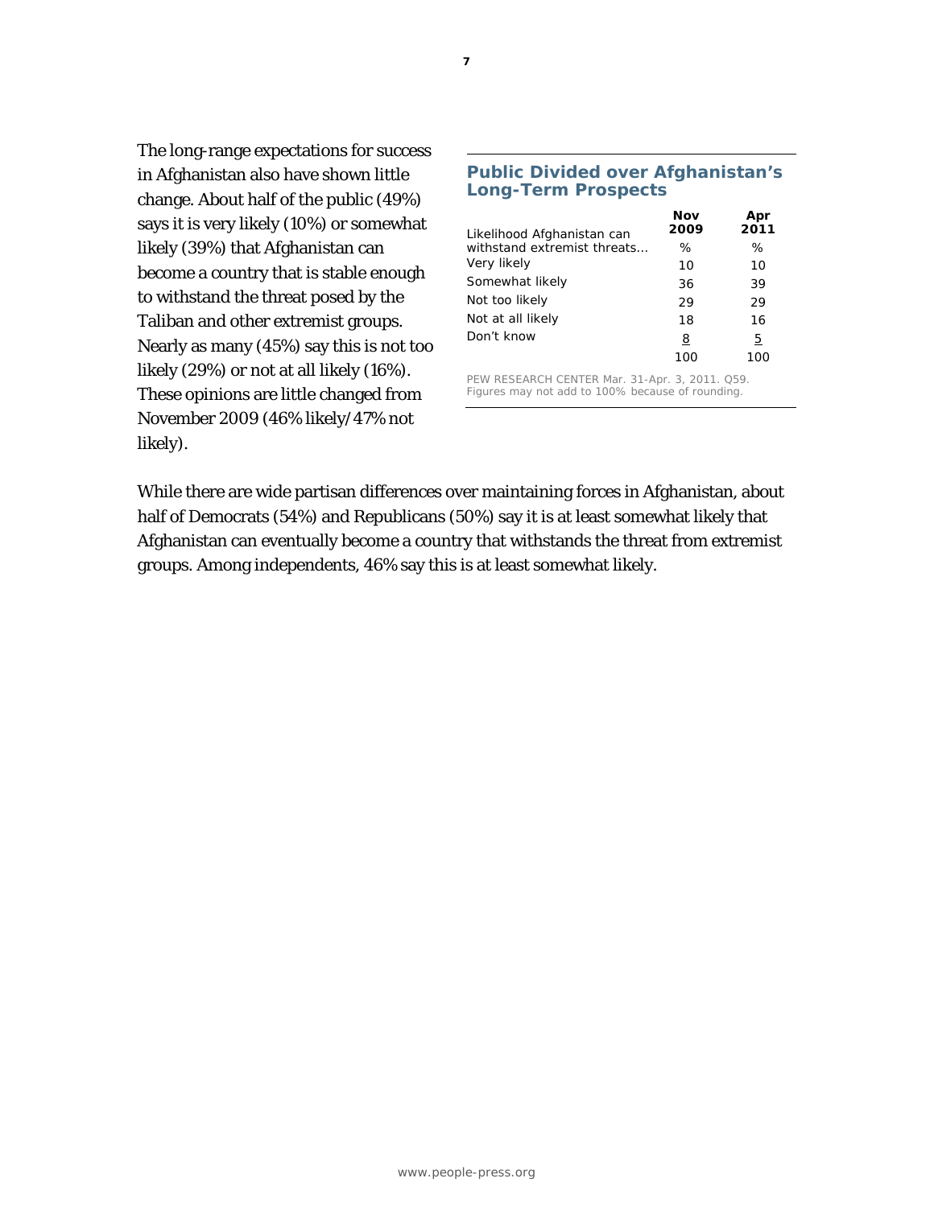The long-range expectations for success in Afghanistan also have shown little change. About half of the public (49%) says it is very likely (10%) or somewhat likely (39%) that Afghanistan can become a country that is stable enough to withstand the threat posed by the Taliban and other extremist groups. Nearly as many (45%) say this is not too likely (29%) or not at all likely (16%). These opinions are little changed from November 2009 (46% likely/47% not likely).

### Public Divided over Afghanistan's Long-Term Prospects

| Likelihood Afghanistan can withstand extremist threats… | Nov 2009 | Apr 2011 |
|---|---|---|
| | % | % |
| Very likely | 10 | 10 |
| Somewhat likely | 36 | 39 |
| Not too likely | 29 | 29 |
| Not at all likely | 18 | 16 |
| Don't know | 8 | 5 |
| | 100 | 100 |

PEW RESEARCH CENTER Mar. 31-Apr. 3, 2011. Q59. Figures may not add to 100% because of rounding.

While there are wide partisan differences over maintaining forces in Afghanistan, about half of Democrats (54%) and Republicans (50%) say it is at least somewhat likely that Afghanistan can eventually become a country that withstands the threat from extremist groups. Among independents, 46% say this is at least somewhat likely.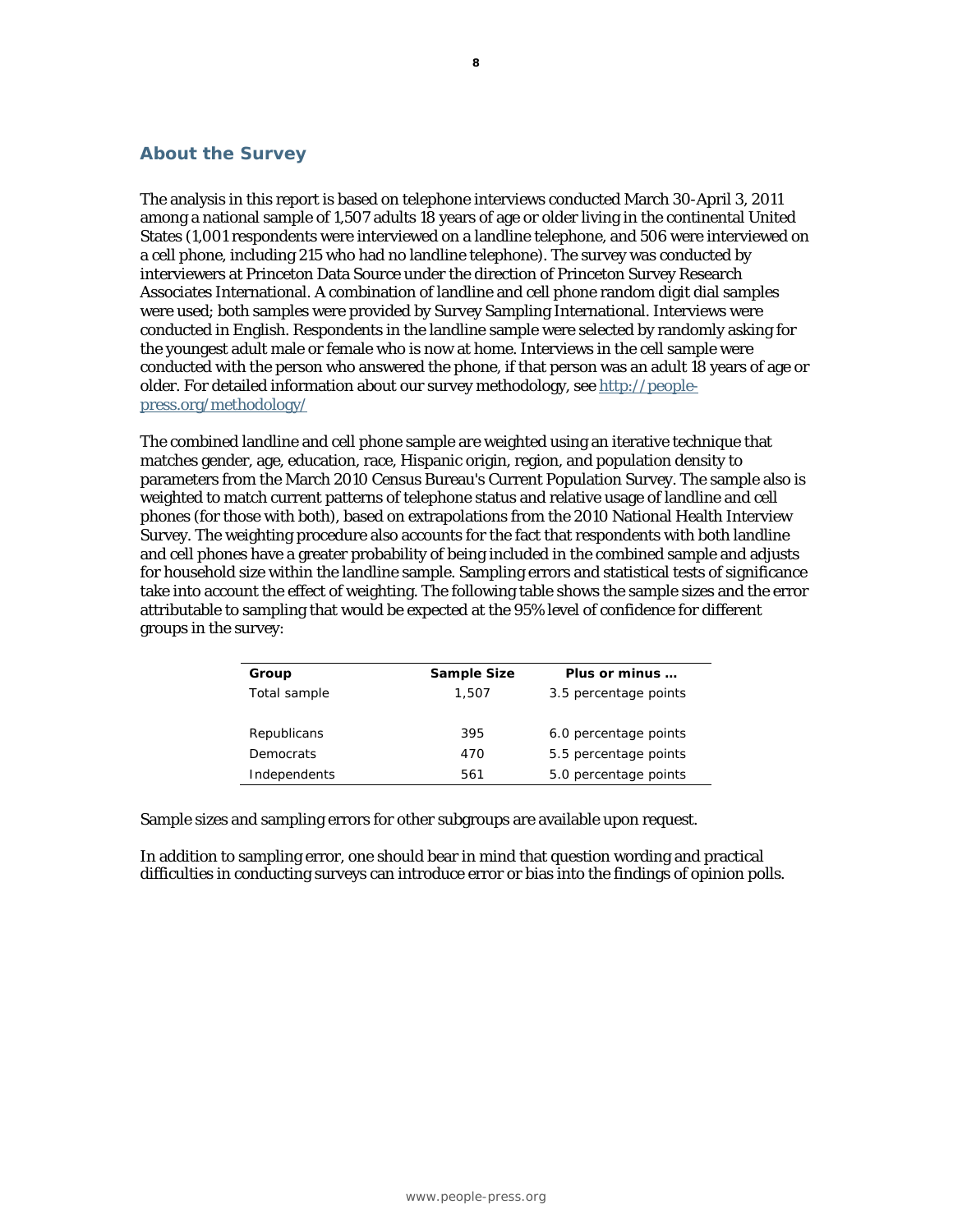## About the Survey

The analysis in this report is based on telephone interviews conducted March 30-April 3, 2011 among a national sample of 1,507 adults 18 years of age or older living in the continental United States (1,001 respondents were interviewed on a landline telephone, and 506 were interviewed on a cell phone, including 215 who had no landline telephone). The survey was conducted by interviewers at Princeton Data Source under the direction of Princeton Survey Research Associates International. A combination of landline and cell phone random digit dial samples were used; both samples were provided by Survey Sampling International. Interviews were conducted in English. Respondents in the landline sample were selected by randomly asking for the youngest adult male or female who is now at home. Interviews in the cell sample were conducted with the person who answered the phone, if that person was an adult 18 years of age or older. For detailed information about our survey methodology, see http://people-press.org/methodology/

The combined landline and cell phone sample are weighted using an iterative technique that matches gender, age, education, race, Hispanic origin, region, and population density to parameters from the March 2010 Census Bureau's Current Population Survey. The sample also is weighted to match current patterns of telephone status and relative usage of landline and cell phones (for those with both), based on extrapolations from the 2010 National Health Interview Survey. The weighting procedure also accounts for the fact that respondents with both landline and cell phones have a greater probability of being included in the combined sample and adjusts for household size within the landline sample. Sampling errors and statistical tests of significance take into account the effect of weighting. The following table shows the sample sizes and the error attributable to sampling that would be expected at the 95% level of confidence for different groups in the survey:

| Group | Sample Size | Plus or minus … |
|---|---|---|
| Total sample | 1,507 | 3.5 percentage points |
| | | |
| Republicans | 395 | 6.0 percentage points |
| Democrats | 470 | 5.5 percentage points |
| Independents | 561 | 5.0 percentage points |

Sample sizes and sampling errors for other subgroups are available upon request.

In addition to sampling error, one should bear in mind that question wording and practical difficulties in conducting surveys can introduce error or bias into the findings of opinion polls.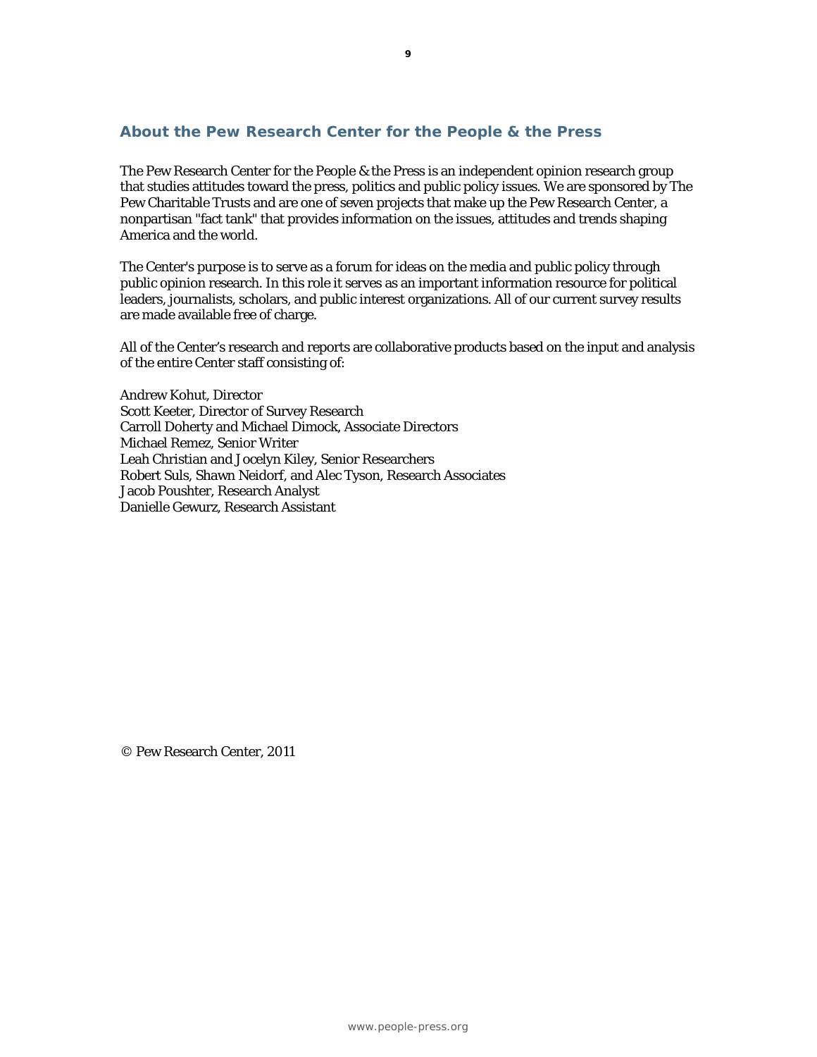## About the Pew Research Center for the People & the Press

The Pew Research Center for the People & the Press is an independent opinion research group that studies attitudes toward the press, politics and public policy issues. We are sponsored by The Pew Charitable Trusts and are one of seven projects that make up the Pew Research Center, a nonpartisan "fact tank" that provides information on the issues, attitudes and trends shaping America and the world.

The Center's purpose is to serve as a forum for ideas on the media and public policy through public opinion research. In this role it serves as an important information resource for political leaders, journalists, scholars, and public interest organizations. All of our current survey results are made available free of charge.

All of the Center's research and reports are collaborative products based on the input and analysis of the entire Center staff consisting of:

Andrew Kohut, Director
Scott Keeter, Director of Survey Research
Carroll Doherty and Michael Dimock, Associate Directors
Michael Remez, Senior Writer
Leah Christian and Jocelyn Kiley, Senior Researchers
Robert Suls, Shawn Neidorf, and Alec Tyson, Research Associates
Jacob Poushter, Research Analyst
Danielle Gewurz, Research Assistant

© Pew Research Center, 2011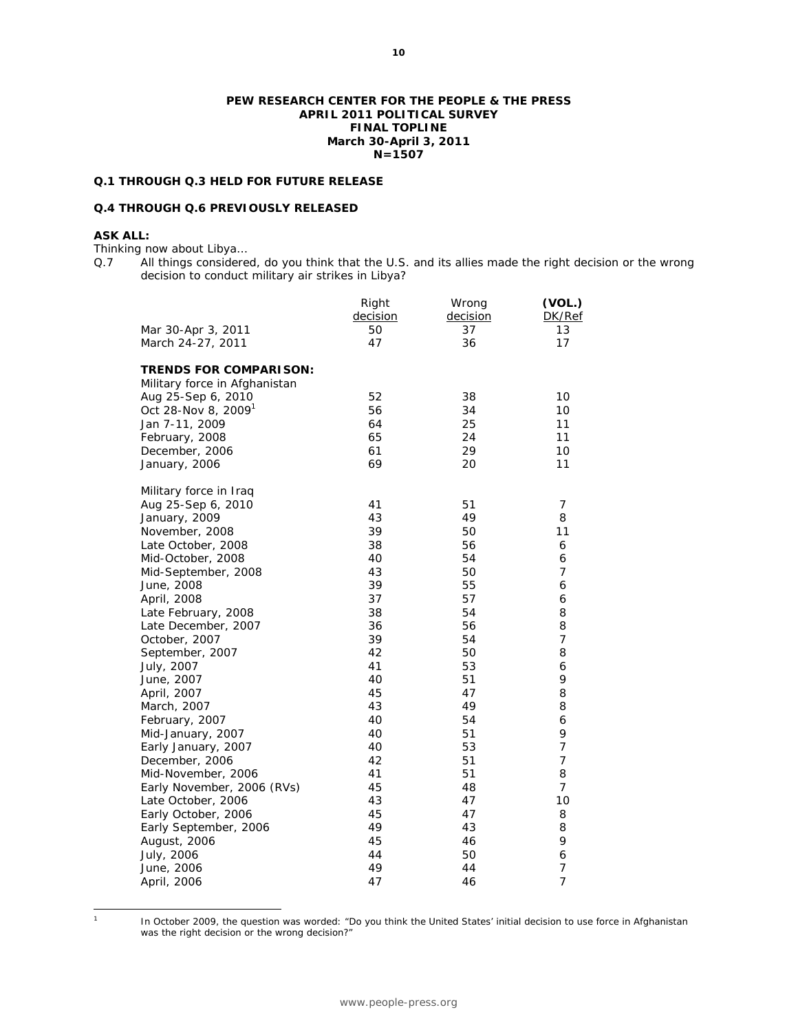**PEW RESEARCH CENTER FOR THE PEOPLE & THE PRESS**
**APRIL 2011 POLITICAL SURVEY**
**FINAL TOPLINE**
**March 30-April 3, 2011**
**N=1507**

**Q.1 THROUGH Q.3 HELD FOR FUTURE RELEASE**

**Q.4 THROUGH Q.6 PREVIOUSLY RELEASED**

**ASK ALL:**
*Thinking now about Libya…*

Q.7 *All things considered, do you think that the U.S. and its allies made the right decision or the wrong decision to conduct military air strikes in Libya?*

| | Right decision | Wrong decision | **(VOL.)** DK/Ref |
|---|---|---|---|
| Mar 30-Apr 3, 2011 | 50 | 37 | 13 |
| March 24-27, 2011 | 47 | 36 | 17 |
| **TRENDS FOR COMPARISON:** | | | |
| Military force in Afghanistan | | | |
| Aug 25-Sep 6, 2010 | 52 | 38 | 10 |
| Oct 28-Nov 8, 2009[1] | 56 | 34 | 10 |
| Jan 7-11, 2009 | 64 | 25 | 11 |
| February, 2008 | 65 | 24 | 11 |
| December, 2006 | 61 | 29 | 10 |
| January, 2006 | 69 | 20 | 11 |
| Military force in Iraq | | | |
| Aug 25-Sep 6, 2010 | 41 | 51 | 7 |
| January, 2009 | 43 | 49 | 8 |
| November, 2008 | 39 | 50 | 11 |
| Late October, 2008 | 38 | 56 | 6 |
| Mid-October, 2008 | 40 | 54 | 6 |
| Mid-September, 2008 | 43 | 50 | 7 |
| June, 2008 | 39 | 55 | 6 |
| April, 2008 | 37 | 57 | 6 |
| Late February, 2008 | 38 | 54 | 8 |
| Late December, 2007 | 36 | 56 | 8 |
| October, 2007 | 39 | 54 | 7 |
| September, 2007 | 42 | 50 | 8 |
| July, 2007 | 41 | 53 | 6 |
| June, 2007 | 40 | 51 | 9 |
| April, 2007 | 45 | 47 | 8 |
| March, 2007 | 43 | 49 | 8 |
| February, 2007 | 40 | 54 | 6 |
| Mid-January, 2007 | 40 | 51 | 9 |
| Early January, 2007 | 40 | 53 | 7 |
| December, 2006 | 42 | 51 | 7 |
| Mid-November, 2006 | 41 | 51 | 8 |
| Early November, 2006 (RVs) | 45 | 48 | 7 |
| Late October, 2006 | 43 | 47 | 10 |
| Early October, 2006 | 45 | 47 | 8 |
| Early September, 2006 | 49 | 43 | 8 |
| August, 2006 | 45 | 46 | 9 |
| July, 2006 | 44 | 50 | 6 |
| June, 2006 | 49 | 44 | 7 |
| April, 2006 | 47 | 46 | 7 |

[1] In October 2009, the question was worded: "Do you think the United States' initial decision to use force in Afghanistan was the right decision or the wrong decision?"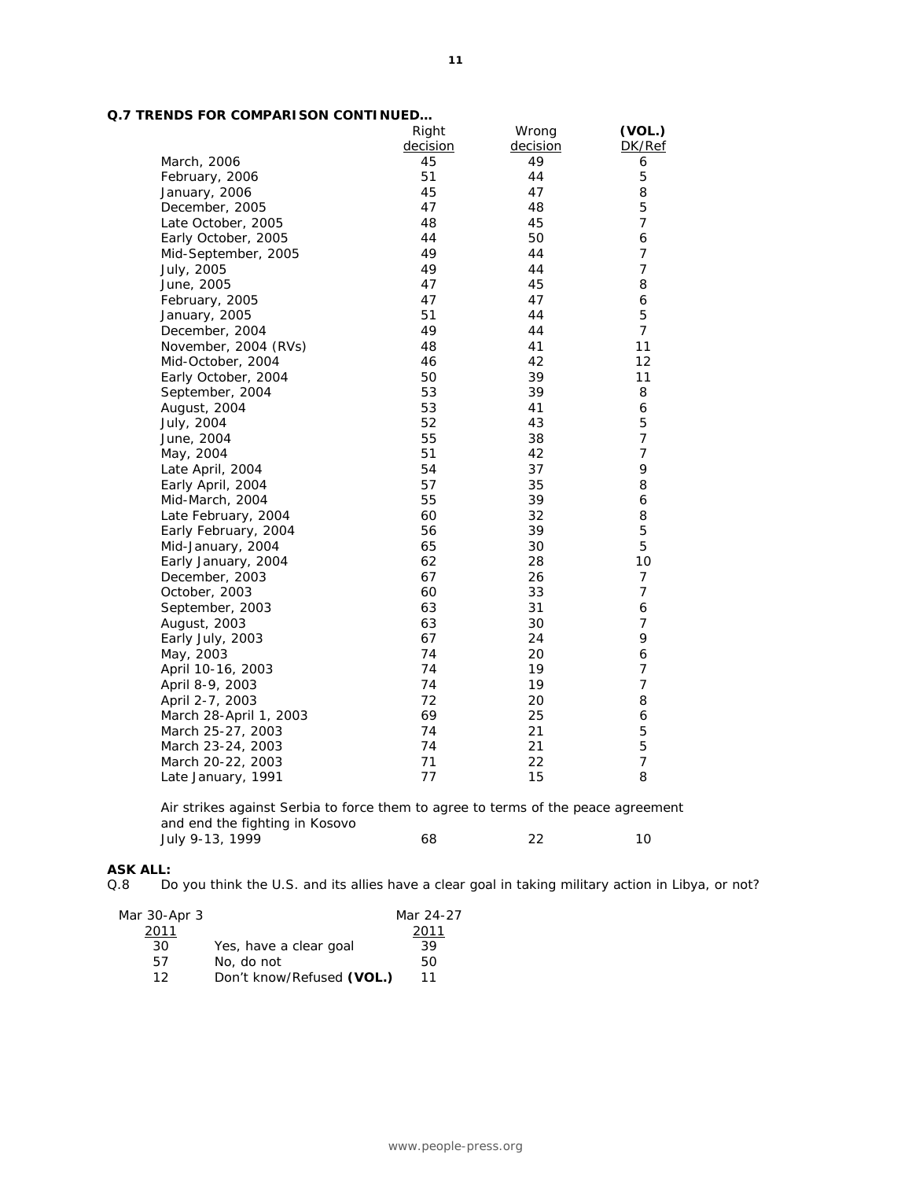**Q.7 TRENDS FOR COMPARISON CONTINUED…**

| | Right decision | Wrong decision | (VOL.) DK/Ref |
|---|---|---|---|
| March, 2006 | 45 | 49 | 6 |
| February, 2006 | 51 | 44 | 5 |
| January, 2006 | 45 | 47 | 8 |
| December, 2005 | 47 | 48 | 5 |
| Late October, 2005 | 48 | 45 | 7 |
| Early October, 2005 | 44 | 50 | 6 |
| Mid-September, 2005 | 49 | 44 | 7 |
| July, 2005 | 49 | 44 | 7 |
| June, 2005 | 47 | 45 | 8 |
| February, 2005 | 47 | 47 | 6 |
| January, 2005 | 51 | 44 | 5 |
| December, 2004 | 49 | 44 | 7 |
| November, 2004 (RVs) | 48 | 41 | 11 |
| Mid-October, 2004 | 46 | 42 | 12 |
| Early October, 2004 | 50 | 39 | 11 |
| September, 2004 | 53 | 39 | 8 |
| August, 2004 | 53 | 41 | 6 |
| July, 2004 | 52 | 43 | 5 |
| June, 2004 | 55 | 38 | 7 |
| May, 2004 | 51 | 42 | 7 |
| Late April, 2004 | 54 | 37 | 9 |
| Early April, 2004 | 57 | 35 | 8 |
| Mid-March, 2004 | 55 | 39 | 6 |
| Late February, 2004 | 60 | 32 | 8 |
| Early February, 2004 | 56 | 39 | 5 |
| Mid-January, 2004 | 65 | 30 | 5 |
| Early January, 2004 | 62 | 28 | 10 |
| December, 2003 | 67 | 26 | 7 |
| October, 2003 | 60 | 33 | 7 |
| September, 2003 | 63 | 31 | 6 |
| August, 2003 | 63 | 30 | 7 |
| Early July, 2003 | 67 | 24 | 9 |
| May, 2003 | 74 | 20 | 6 |
| April 10-16, 2003 | 74 | 19 | 7 |
| April 8-9, 2003 | 74 | 19 | 7 |
| April 2-7, 2003 | 72 | 20 | 8 |
| March 28-April 1, 2003 | 69 | 25 | 6 |
| March 25-27, 2003 | 74 | 21 | 5 |
| March 23-24, 2003 | 74 | 21 | 5 |
| March 20-22, 2003 | 71 | 22 | 7 |
| Late January, 1991 | 77 | 15 | 8 |
| *Air strikes against Serbia to force them to agree to terms of the peace agreement and end the fighting in Kosovo* | | | |
| July 9-13, 1999 | 68 | 22 | 10 |

**ASK ALL:**

Q.8 Do you think the U.S. and its allies have a clear goal in taking military action in Libya, or not?

| Mar 30-Apr 3 2011 | | Mar 24-27 2011 |
|---|---|---|
| 30 | Yes, have a clear goal | 39 |
| 57 | No, do not | 50 |
| 12 | Don't know/Refused **(VOL.)** | 11 |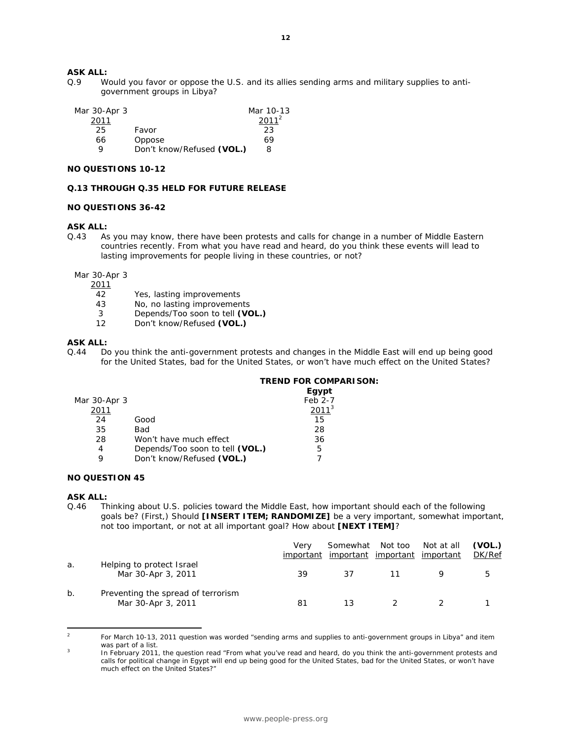**ASK ALL:**

Q.9 Would you favor or oppose the U.S. and its allies sending arms and military supplies to anti-government groups in Libya?

| Mar 30-Apr 3 2011 | | Mar 10-13 2011[2] |
|---|---|---|
| 25 | Favor | 23 |
| 66 | Oppose | 69 |
| 9 | Don't know/Refused **(VOL.)** | 8 |

**NO QUESTIONS 10-12**

**Q.13 THROUGH Q.35 HELD FOR FUTURE RELEASE**

**NO QUESTIONS 36-42**

**ASK ALL:**

Q.43 As you may know, there have been protests and calls for change in a number of Middle Eastern countries recently. From what you have read and heard, do you think these events will lead to lasting improvements for people living in these countries, or not?

| Mar 30-Apr 3 2011 | |
|---|---|
| 42 | Yes, lasting improvements |
| 43 | No, no lasting improvements |
| 3 | Depends/Too soon to tell **(VOL.)** |
| 12 | Don't know/Refused **(VOL.)** |

**ASK ALL:**

Q.44 Do you think the anti-government protests and changes in the Middle East will end up being good for the United States, bad for the United States, or won't have much effect on the United States?

| | | **TREND FOR COMPARISON:** |
|---|---|---|
| | | **Egypt** |
| Mar 30-Apr 3 2011 | | Feb 2-7 2011[3] |
| 24 | Good | 15 |
| 35 | Bad | 28 |
| 28 | Won't have much effect | 36 |
| 4 | Depends/Too soon to tell **(VOL.)** | 5 |
| 9 | Don't know/Refused **(VOL.)** | 7 |

**NO QUESTION 45**

**ASK ALL:**

Q.46 Thinking about U.S. policies toward the Middle East, how important should each of the following goals be? (First,) Should **[INSERT ITEM; RANDOMIZE]** be a very important, somewhat important, not too important, or not at all important goal? How about **[NEXT ITEM]**?

| | | Very important | Somewhat important | Not too important | Not at all important | **(VOL.)** DK/Ref |
|---|---|---|---|---|---|---|
| a. | Helping to protect Israel | | | | | |
| | Mar 30-Apr 3, 2011 | 39 | 37 | 11 | 9 | 5 |
| b. | Preventing the spread of terrorism | | | | | |
| | Mar 30-Apr 3, 2011 | 81 | 13 | 2 | 2 | 1 |

---

[2] For March 10-13, 2011 question was worded "sending arms and supplies to anti-government groups in Libya" and item was part of a list.

[3] In February 2011, the question read "From what you've read and heard, do you think the anti-government protests and calls for political change in Egypt will end up being good for the United States, bad for the United States, or won't have much effect on the United States?"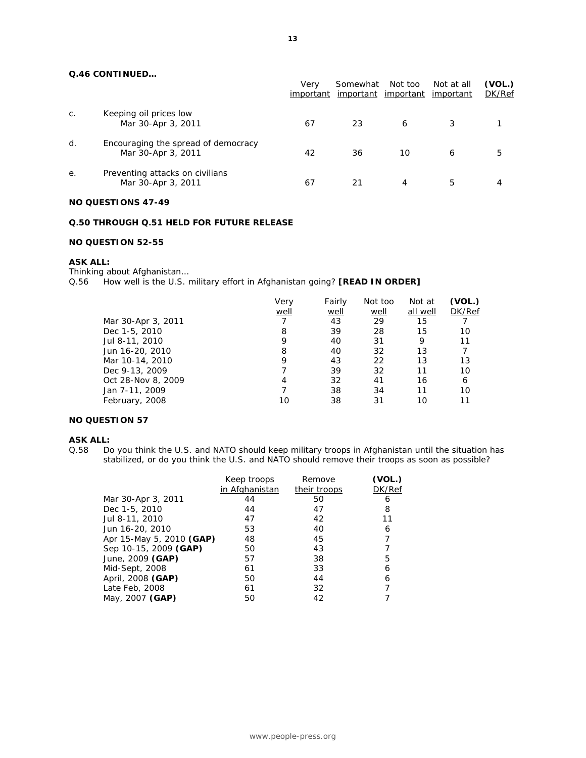**Q.46 CONTINUED…**

| | | Very important | Somewhat important | Not too important | Not at all important | (VOL.) DK/Ref |
|---|---|---|---|---|---|---|
| c. | Keeping oil prices low | | | | | |
| | Mar 30-Apr 3, 2011 | 67 | 23 | 6 | 3 | 1 |
| d. | Encouraging the spread of democracy | | | | | |
| | Mar 30-Apr 3, 2011 | 42 | 36 | 10 | 6 | 5 |
| e. | Preventing attacks on civilians | | | | | |
| | Mar 30-Apr 3, 2011 | 67 | 21 | 4 | 5 | 4 |

**NO QUESTIONS 47-49**

**Q.50 THROUGH Q.51 HELD FOR FUTURE RELEASE**

**NO QUESTION 52-55**

**ASK ALL:**
Thinking about Afghanistan…
Q.56 How well is the U.S. military effort in Afghanistan going? **[READ IN ORDER]**

| | Very well | Fairly well | Not too well | Not at all well | (VOL.) DK/Ref |
|---|---|---|---|---|---|
| Mar 30-Apr 3, 2011 | 7 | 43 | 29 | 15 | 7 |
| Dec 1-5, 2010 | 8 | 39 | 28 | 15 | 10 |
| Jul 8-11, 2010 | 9 | 40 | 31 | 9 | 11 |
| Jun 16-20, 2010 | 8 | 40 | 32 | 13 | 7 |
| Mar 10-14, 2010 | 9 | 43 | 22 | 13 | 13 |
| Dec 9-13, 2009 | 7 | 39 | 32 | 11 | 10 |
| Oct 28-Nov 8, 2009 | 4 | 32 | 41 | 16 | 6 |
| Jan 7-11, 2009 | 7 | 38 | 34 | 11 | 10 |
| February, 2008 | 10 | 38 | 31 | 10 | 11 |

**NO QUESTION 57**

**ASK ALL:**
Q.58 Do you think the U.S. and NATO should keep military troops in Afghanistan until the situation has stabilized, or do you think the U.S. and NATO should remove their troops as soon as possible?

| | Keep troops in Afghanistan | Remove their troops | (VOL.) DK/Ref |
|---|---|---|---|
| Mar 30-Apr 3, 2011 | 44 | 50 | 6 |
| Dec 1-5, 2010 | 44 | 47 | 8 |
| Jul 8-11, 2010 | 47 | 42 | 11 |
| Jun 16-20, 2010 | 53 | 40 | 6 |
| Apr 15-May 5, 2010 **(GAP)** | 48 | 45 | 7 |
| Sep 10-15, 2009 **(GAP)** | 50 | 43 | 7 |
| June, 2009 **(GAP)** | 57 | 38 | 5 |
| Mid-Sept, 2008 | 61 | 33 | 6 |
| April, 2008 **(GAP)** | 50 | 44 | 6 |
| Late Feb, 2008 | 61 | 32 | 7 |
| May, 2007 **(GAP)** | 50 | 42 | 7 |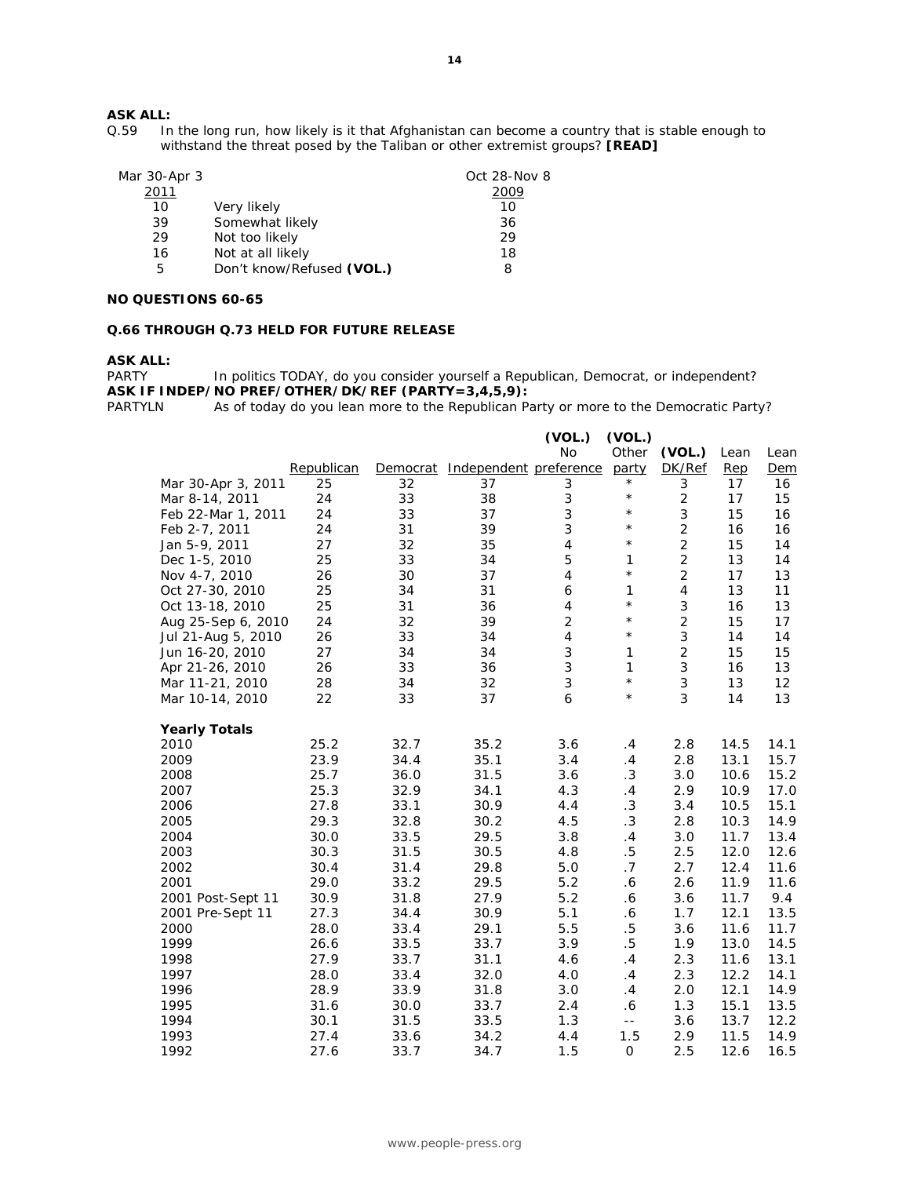**ASK ALL:**

Q.59 In the long run, how likely is it that Afghanistan can become a country that is stable enough to withstand the threat posed by the Taliban or other extremist groups? **[READ]**

| Mar 30-Apr 3 2011 | | Oct 28-Nov 8 2009 |
|---|---|---|
| 10 | Very likely | 10 |
| 39 | Somewhat likely | 36 |
| 29 | Not too likely | 29 |
| 16 | Not at all likely | 18 |
| 5 | Don't know/Refused **(VOL.)** | 8 |

**NO QUESTIONS 60-65**

**Q.66 THROUGH Q.73 HELD FOR FUTURE RELEASE**

**ASK ALL:**

PARTY In politics TODAY, do you consider yourself a Republican, Democrat, or independent?

**ASK IF INDEP/NO PREF/OTHER/DK/REF (PARTY=3,4,5,9):**

PARTYLN As of today do you lean more to the Republican Party or more to the Democratic Party?

| | Republican | Democrat | Independent | (VOL.) No preference | (VOL.) Other party | (VOL.) DK/Ref | Lean Rep | Lean Dem |
|---|---|---|---|---|---|---|---|---|
| Mar 30-Apr 3, 2011 | 25 | 32 | 37 | 3 | * | 3 | 17 | 16 |
| Mar 8-14, 2011 | 24 | 33 | 38 | 3 | * | 2 | 17 | 15 |
| Feb 22-Mar 1, 2011 | 24 | 33 | 37 | 3 | * | 3 | 15 | 16 |
| Feb 2-7, 2011 | 24 | 31 | 39 | 3 | * | 2 | 16 | 16 |
| Jan 5-9, 2011 | 27 | 32 | 35 | 4 | * | 2 | 15 | 14 |
| Dec 1-5, 2010 | 25 | 33 | 34 | 5 | 1 | 2 | 13 | 14 |
| Nov 4-7, 2010 | 26 | 30 | 37 | 4 | * | 2 | 17 | 13 |
| Oct 27-30, 2010 | 25 | 34 | 31 | 6 | 1 | 4 | 13 | 11 |
| Oct 13-18, 2010 | 25 | 31 | 36 | 4 | * | 3 | 16 | 13 |
| Aug 25-Sep 6, 2010 | 24 | 32 | 39 | 2 | * | 2 | 15 | 17 |
| Jul 21-Aug 5, 2010 | 26 | 33 | 34 | 4 | * | 3 | 14 | 14 |
| Jun 16-20, 2010 | 27 | 34 | 34 | 3 | 1 | 2 | 15 | 15 |
| Apr 21-26, 2010 | 26 | 33 | 36 | 3 | 1 | 3 | 16 | 13 |
| Mar 11-21, 2010 | 28 | 34 | 32 | 3 | * | 3 | 13 | 12 |
| Mar 10-14, 2010 | 22 | 33 | 37 | 6 | * | 3 | 14 | 13 |
| **Yearly Totals** | | | | | | | | |
| 2010 | 25.2 | 32.7 | 35.2 | 3.6 | .4 | 2.8 | 14.5 | 14.1 |
| 2009 | 23.9 | 34.4 | 35.1 | 3.4 | .4 | 2.8 | 13.1 | 15.7 |
| 2008 | 25.7 | 36.0 | 31.5 | 3.6 | .3 | 3.0 | 10.6 | 15.2 |
| 2007 | 25.3 | 32.9 | 34.1 | 4.3 | .4 | 2.9 | 10.9 | 17.0 |
| 2006 | 27.8 | 33.1 | 30.9 | 4.4 | .3 | 3.4 | 10.5 | 15.1 |
| 2005 | 29.3 | 32.8 | 30.2 | 4.5 | .3 | 2.8 | 10.3 | 14.9 |
| 2004 | 30.0 | 33.5 | 29.5 | 3.8 | .4 | 3.0 | 11.7 | 13.4 |
| 2003 | 30.3 | 31.5 | 30.5 | 4.8 | .5 | 2.5 | 12.0 | 12.6 |
| 2002 | 30.4 | 31.4 | 29.8 | 5.0 | .7 | 2.7 | 12.4 | 11.6 |
| 2001 | 29.0 | 33.2 | 29.5 | 5.2 | .6 | 2.6 | 11.9 | 11.6 |
| 2001 Post-Sept 11 | 30.9 | 31.8 | 27.9 | 5.2 | .6 | 3.6 | 11.7 | 9.4 |
| 2001 Pre-Sept 11 | 27.3 | 34.4 | 30.9 | 5.1 | .6 | 1.7 | 12.1 | 13.5 |
| 2000 | 28.0 | 33.4 | 29.1 | 5.5 | .5 | 3.6 | 11.6 | 11.7 |
| 1999 | 26.6 | 33.5 | 33.7 | 3.9 | .5 | 1.9 | 13.0 | 14.5 |
| 1998 | 27.9 | 33.7 | 31.1 | 4.6 | .4 | 2.3 | 11.6 | 13.1 |
| 1997 | 28.0 | 33.4 | 32.0 | 4.0 | .4 | 2.3 | 12.2 | 14.1 |
| 1996 | 28.9 | 33.9 | 31.8 | 3.0 | .4 | 2.0 | 12.1 | 14.9 |
| 1995 | 31.6 | 30.0 | 33.7 | 2.4 | .6 | 1.3 | 15.1 | 13.5 |
| 1994 | 30.1 | 31.5 | 33.5 | 1.3 | -- | 3.6 | 13.7 | 12.2 |
| 1993 | 27.4 | 33.6 | 34.2 | 4.4 | 1.5 | 2.9 | 11.5 | 14.9 |
| 1992 | 27.6 | 33.7 | 34.7 | 1.5 | 0 | 2.5 | 12.6 | 16.5 |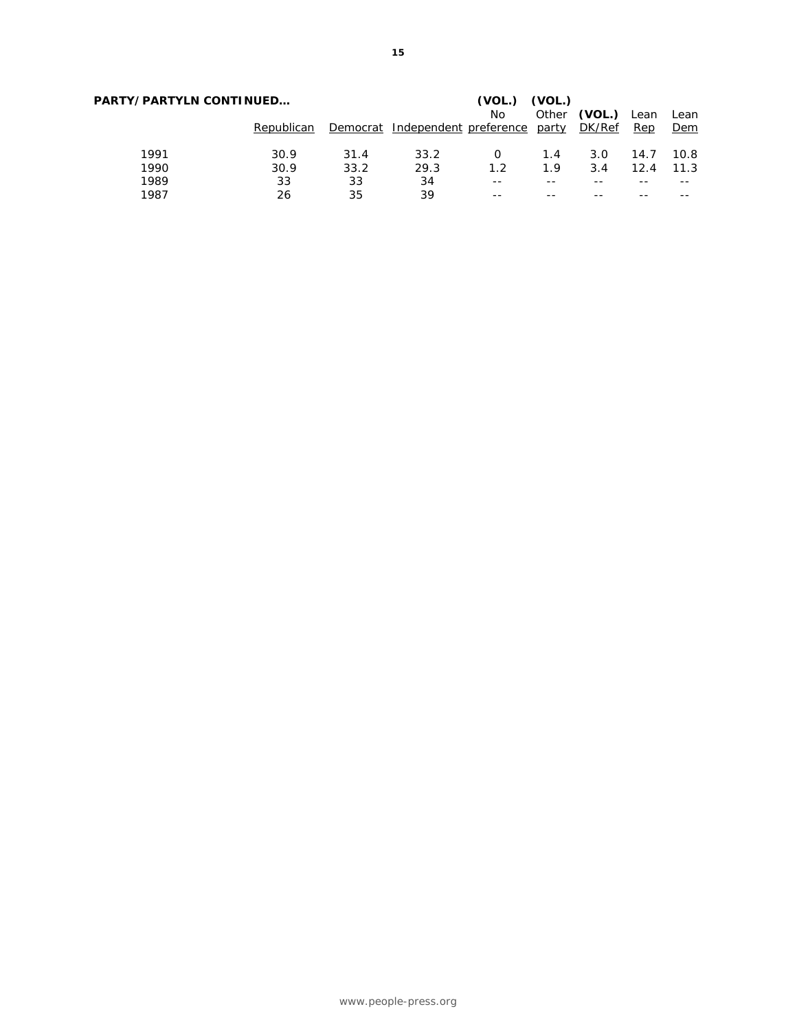**PARTY/PARTYLN CONTINUED…**

| | Republican | Democrat | Independent | (VOL.) No preference | (VOL.) Other party | (VOL.) DK/Ref | Lean Rep | Lean Dem |
|---|---|---|---|---|---|---|---|---|
| 1991 | 30.9 | 31.4 | 33.2 | 0 | 1.4 | 3.0 | 14.7 | 10.8 |
| 1990 | 30.9 | 33.2 | 29.3 | 1.2 | 1.9 | 3.4 | 12.4 | 11.3 |
| 1989 | 33 | 33 | 34 | -- | -- | -- | -- | -- |
| 1987 | 26 | 35 | 39 | -- | -- | -- | -- | -- |